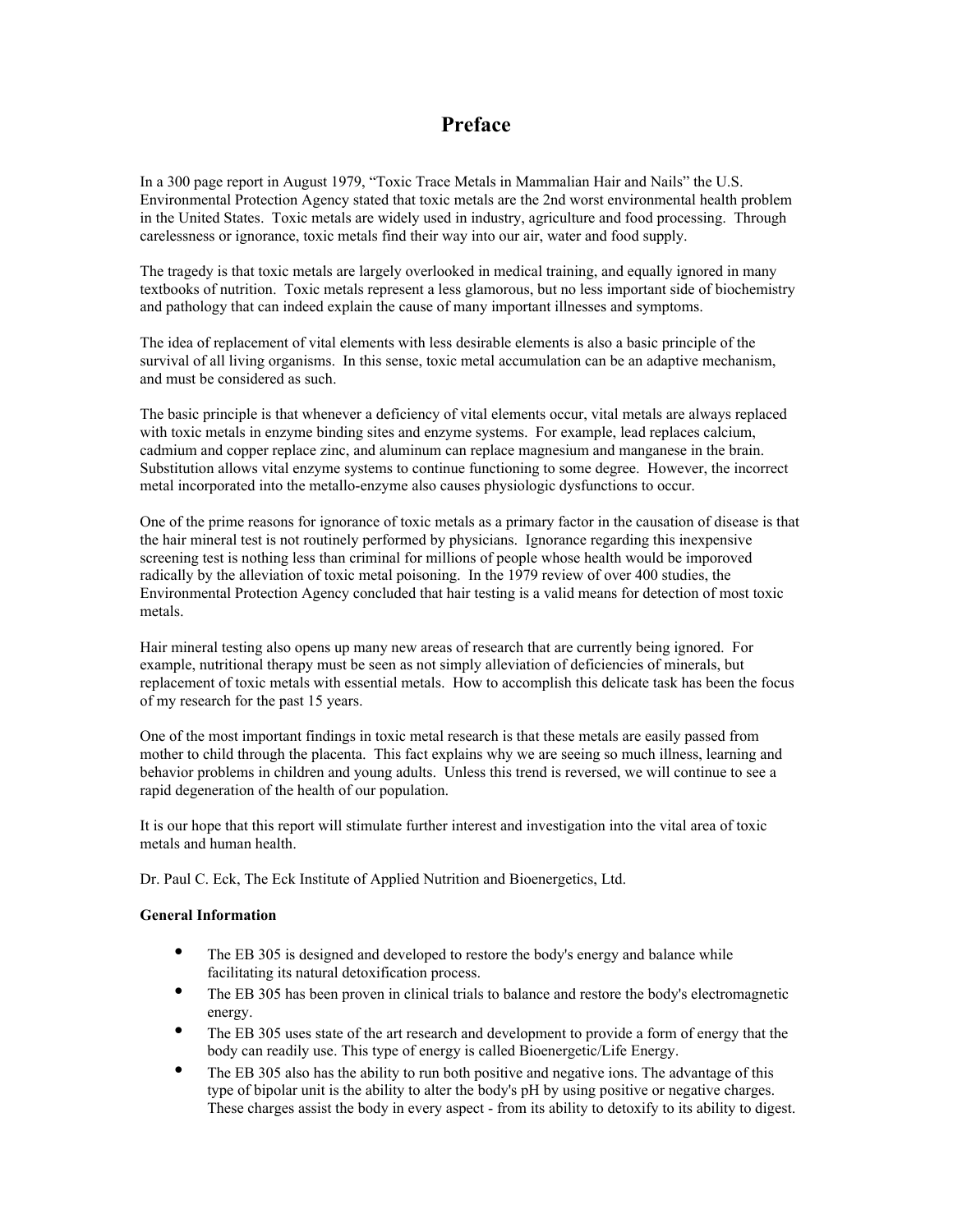# Preface

In a 300 page report in August 1979, "Toxic Trace Metals in Mammalian Hair and Nails" the U.S. Environmental Protection Agency stated that toxic metals are the 2nd worst environmental health problem in the United States. Toxic metals are widely used in industry, agriculture and food processing. Through carelessness or ignorance, toxic metals find their way into our air, water and food supply.

The tragedy is that toxic metals are largely overlooked in medical training, and equally ignored in many textbooks of nutrition. Toxic metals represent a less glamorous, but no less important side of biochemistry and pathology that can indeed explain the cause of many important illnesses and symptoms.

The idea of replacement of vital elements with less desirable elements is also a basic principle of the survival of all living organisms. In this sense, toxic metal accumulation can be an adaptive mechanism, and must be considered as such.

The basic principle is that whenever a deficiency of vital elements occur, vital metals are always replaced with toxic metals in enzyme binding sites and enzyme systems. For example, lead replaces calcium, cadmium and copper replace zinc, and aluminum can replace magnesium and manganese in the brain. Substitution allows vital enzyme systems to continue functioning to some degree. However, the incorrect metal incorporated into the metallo-enzyme also causes physiologic dysfunctions to occur.

One of the prime reasons for ignorance of toxic metals as a primary factor in the causation of disease is that the hair mineral test is not routinely performed by physicians. Ignorance regarding this inexpensive screening test is nothing less than criminal for millions of people whose health would be imporoved radically by the alleviation of toxic metal poisoning. In the 1979 review of over 400 studies, the Environmental Protection Agency concluded that hair testing is a valid means for detection of most toxic metals.

Hair mineral testing also opens up many new areas of research that are currently being ignored. For example, nutritional therapy must be seen as not simply alleviation of deficiencies of minerals, but replacement of toxic metals with essential metals. How to accomplish this delicate task has been the focus of my research for the past 15 years.

One of the most important findings in toxic metal research is that these metals are easily passed from mother to child through the placenta. This fact explains why we are seeing so much illness, learning and behavior problems in children and young adults. Unless this trend is reversed, we will continue to see a rapid degeneration of the health of our population.

It is our hope that this report will stimulate further interest and investigation into the vital area of toxic metals and human health.

Dr. Paul C. Eck, The Eck Institute of Applied Nutrition and Bioenergetics, Ltd.

**General Information**

- The EB 305 is designed and developed to restore the body's energy and balance while facilitating its natural detoxification process.
- The EB 305 has been proven in clinical trials to balance and restore the body's electromagnetic energy.
- The EB 305 uses state of the art research and development to provide a form of energy that the body can readily use. This type of energy is called Bioenergetic/Life Energy.
- The EB 305 also has the ability to run both positive and negative ions. The advantage of this type of bipolar unit is the ability to alter the body's pH by using positive or negative charges. These charges assist the body in every aspect - from its ability to detoxify to its ability to digest.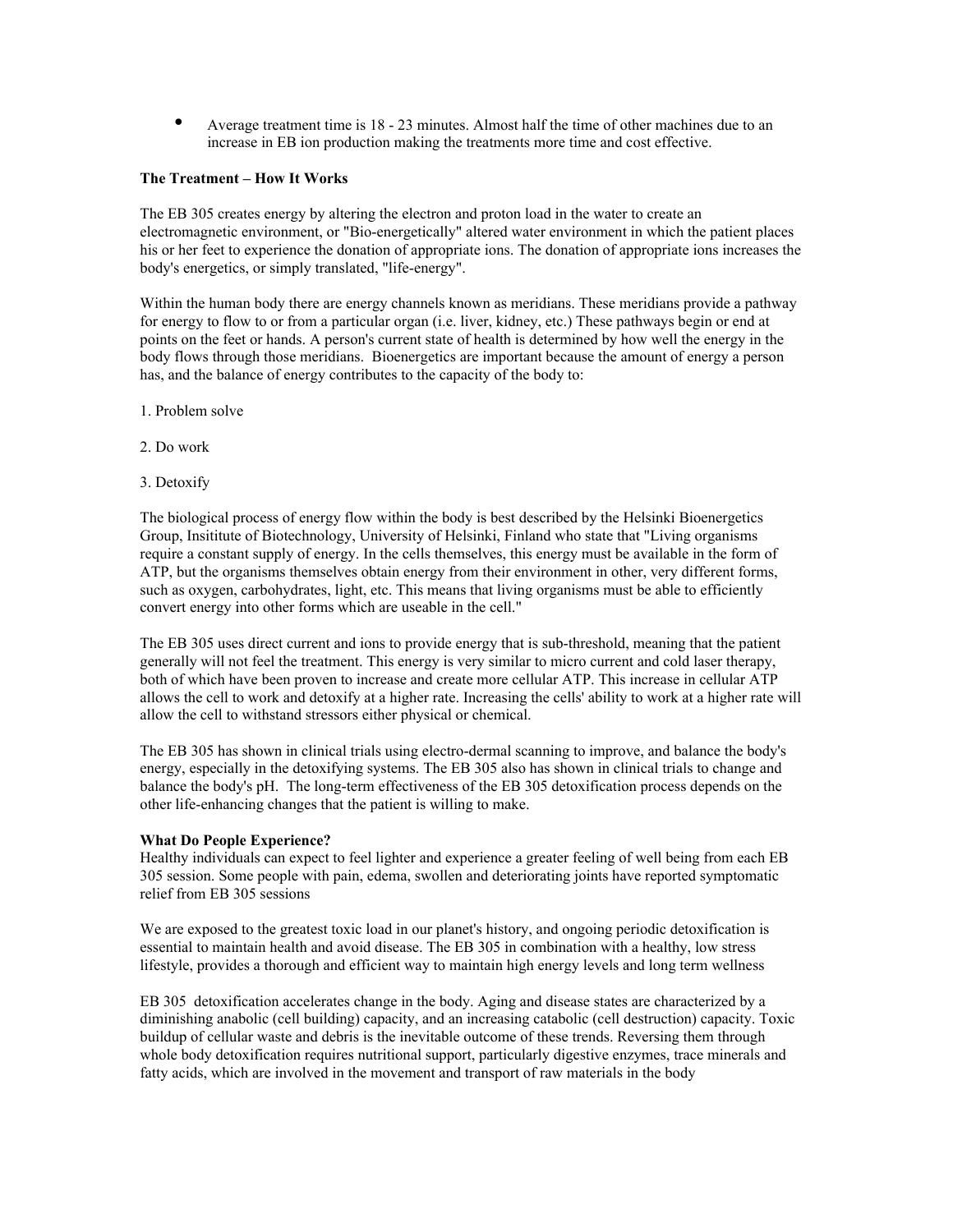- Average treatment time is 18 - 23 minutes. Almost half the time of other machines due to an increase in EB ion production making the treatments more time and cost effective.

**The Treatment – How It Works**

The EB 305 creates energy by altering the electron and proton load in the water to create an electromagnetic environment, or "Bio-energetically" altered water environment in which the patient places his or her feet to experience the donation of appropriate ions. The donation of appropriate ions increases the body's energetics, or simply translated, "life-energy".

Within the human body there are energy channels known as meridians. These meridians provide a pathway for energy to flow to or from a particular organ (i.e. liver, kidney, etc.) These pathways begin or end at points on the feet or hands. A person's current state of health is determined by how well the energy in the body flows through those meridians. Bioenergetics are important because the amount of energy a person has, and the balance of energy contributes to the capacity of the body to:

1. Problem solve

2. Do work

3. Detoxify

The biological process of energy flow within the body is best described by the Helsinki Bioenergetics Group, Insititute of Biotechnology, University of Helsinki, Finland who state that "Living organisms require a constant supply of energy. In the cells themselves, this energy must be available in the form of ATP, but the organisms themselves obtain energy from their environment in other, very different forms, such as oxygen, carbohydrates, light, etc. This means that living organisms must be able to efficiently convert energy into other forms which are useable in the cell."

The EB 305 uses direct current and ions to provide energy that is sub-threshold, meaning that the patient generally will not feel the treatment. This energy is very similar to micro current and cold laser therapy, both of which have been proven to increase and create more cellular ATP. This increase in cellular ATP allows the cell to work and detoxify at a higher rate. Increasing the cells' ability to work at a higher rate will allow the cell to withstand stressors either physical or chemical.

The EB 305 has shown in clinical trials using electro-dermal scanning to improve, and balance the body's energy, especially in the detoxifying systems. The EB 305 also has shown in clinical trials to change and balance the body's pH. The long-term effectiveness of the EB 305 detoxification process depends on the other life-enhancing changes that the patient is willing to make.

**What Do People Experience?**

Healthy individuals can expect to feel lighter and experience a greater feeling of well being from each EB 305 session. Some people with pain, edema, swollen and deteriorating joints have reported symptomatic relief from EB 305 sessions

We are exposed to the greatest toxic load in our planet's history, and ongoing periodic detoxification is essential to maintain health and avoid disease. The EB 305 in combination with a healthy, low stress lifestyle, provides a thorough and efficient way to maintain high energy levels and long term wellness

EB 305 detoxification accelerates change in the body. Aging and disease states are characterized by a diminishing anabolic (cell building) capacity, and an increasing catabolic (cell destruction) capacity. Toxic buildup of cellular waste and debris is the inevitable outcome of these trends. Reversing them through whole body detoxification requires nutritional support, particularly digestive enzymes, trace minerals and fatty acids, which are involved in the movement and transport of raw materials in the body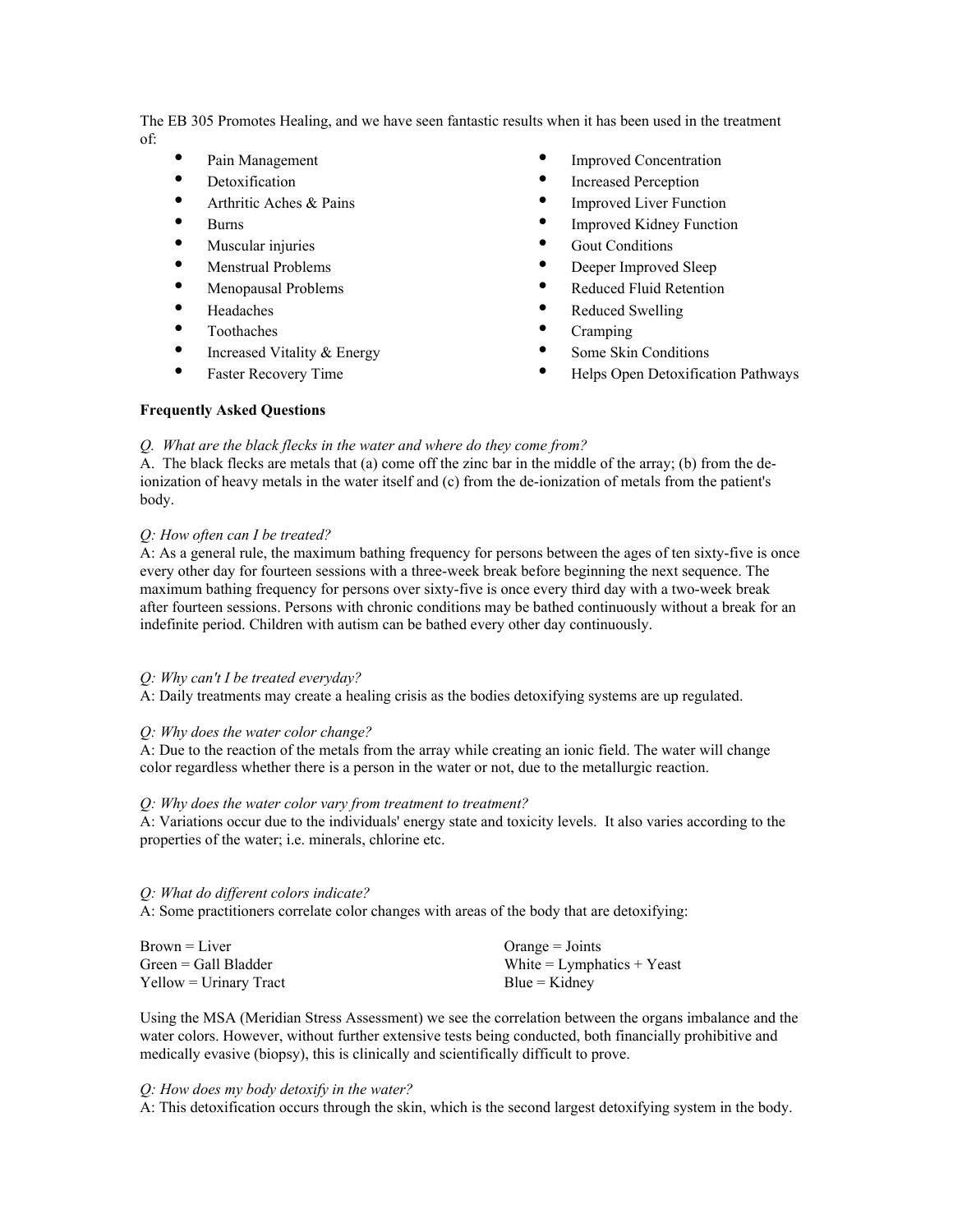The EB 305 Promotes Healing, and we have seen fantastic results when it has been used in the treatment of:

- Pain Management
- Detoxification
- Arthritic Aches & Pains
- Burns
- Muscular injuries
- Menstrual Problems
- Menopausal Problems
- Headaches
- Toothaches
- Increased Vitality & Energy
- Faster Recovery Time
- Improved Concentration
- Increased Perception
- Improved Liver Function
- Improved Kidney Function
- Gout Conditions
- Deeper Improved Sleep
- Reduced Fluid Retention
- Reduced Swelling
- Cramping
- Some Skin Conditions
- Helps Open Detoxification Pathways

**Frequently Asked Questions**

*Q. What are the black flecks in the water and where do they come from?*
A. The black flecks are metals that (a) come off the zinc bar in the middle of the array; (b) from the de-ionization of heavy metals in the water itself and (c) from the de-ionization of metals from the patient's body.

*Q: How often can I be treated?*
A: As a general rule, the maximum bathing frequency for persons between the ages of ten sixty-five is once every other day for fourteen sessions with a three-week break before beginning the next sequence. The maximum bathing frequency for persons over sixty-five is once every third day with a two-week break after fourteen sessions. Persons with chronic conditions may be bathed continuously without a break for an indefinite period. Children with autism can be bathed every other day continuously.

*Q: Why can't I be treated everyday?*
A: Daily treatments may create a healing crisis as the bodies detoxifying systems are up regulated.

*Q: Why does the water color change?*
A: Due to the reaction of the metals from the array while creating an ionic field. The water will change color regardless whether there is a person in the water or not, due to the metallurgic reaction.

*Q: Why does the water color vary from treatment to treatment?*
A: Variations occur due to the individuals' energy state and toxicity levels. It also varies according to the properties of the water; i.e. minerals, chlorine etc.

*Q: What do different colors indicate?*
A: Some practitioners correlate color changes with areas of the body that are detoxifying:

Brown = Liver
Green = Gall Bladder
Yellow = Urinary Tract
Orange = Joints
White = Lymphatics + Yeast
Blue = Kidney

Using the MSA (Meridian Stress Assessment) we see the correlation between the organs imbalance and the water colors. However, without further extensive tests being conducted, both financially prohibitive and medically evasive (biopsy), this is clinically and scientifically difficult to prove.

*Q: How does my body detoxify in the water?*
A: This detoxification occurs through the skin, which is the second largest detoxifying system in the body.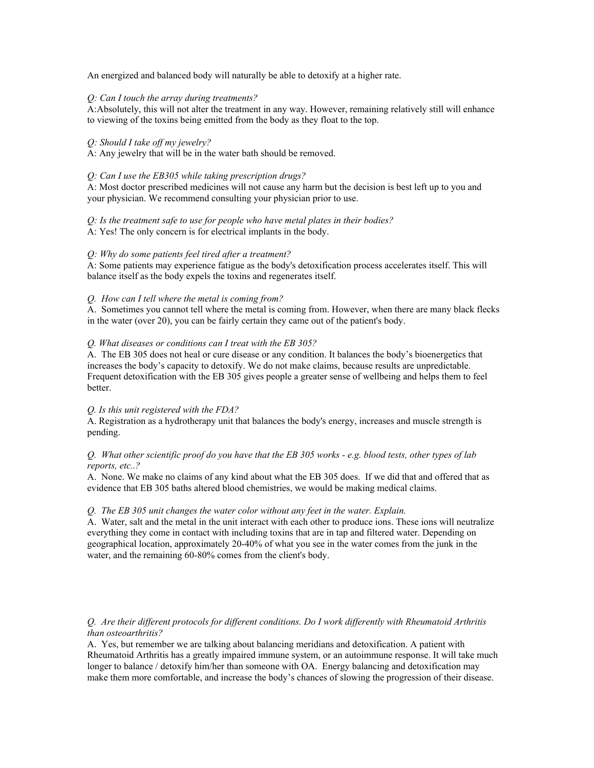An energized and balanced body will naturally be able to detoxify at a higher rate.

*Q: Can I touch the array during treatments?*
A:Absolutely, this will not alter the treatment in any way. However, remaining relatively still will enhance to viewing of the toxins being emitted from the body as they float to the top.

*Q: Should I take off my jewelry?*
A: Any jewelry that will be in the water bath should be removed.

*Q: Can I use the EB305 while taking prescription drugs?*
A: Most doctor prescribed medicines will not cause any harm but the decision is best left up to you and your physician. We recommend consulting your physician prior to use.

*Q: Is the treatment safe to use for people who have metal plates in their bodies?*
A: Yes! The only concern is for electrical implants in the body.

*Q: Why do some patients feel tired after a treatment?*
A: Some patients may experience fatigue as the body's detoxification process accelerates itself. This will balance itself as the body expels the toxins and regenerates itself.

*Q. How can I tell where the metal is coming from?*
A. Sometimes you cannot tell where the metal is coming from. However, when there are many black flecks in the water (over 20), you can be fairly certain they came out of the patient's body.

*Q. What diseases or conditions can I treat with the EB 305?*
A. The EB 305 does not heal or cure disease or any condition. It balances the body's bioenergetics that increases the body's capacity to detoxify. We do not make claims, because results are unpredictable. Frequent detoxification with the EB 305 gives people a greater sense of wellbeing and helps them to feel better.

*Q. Is this unit registered with the FDA?*
A. Registration as a hydrotherapy unit that balances the body's energy, increases and muscle strength is pending.

*Q. What other scientific proof do you have that the EB 305 works - e.g. blood tests, other types of lab reports, etc..?*
A. None. We make no claims of any kind about what the EB 305 does. If we did that and offered that as evidence that EB 305 baths altered blood chemistries, we would be making medical claims.

*Q. The EB 305 unit changes the water color without any feet in the water. Explain.*
A. Water, salt and the metal in the unit interact with each other to produce ions. These ions will neutralize everything they come in contact with including toxins that are in tap and filtered water. Depending on geographical location, approximately 20-40% of what you see in the water comes from the junk in the water, and the remaining 60-80% comes from the client's body.

*Q. Are their different protocols for different conditions. Do I work differently with Rheumatoid Arthritis than osteoarthritis?*
A. Yes, but remember we are talking about balancing meridians and detoxification. A patient with Rheumatoid Arthritis has a greatly impaired immune system, or an autoimmune response. It will take much longer to balance / detoxify him/her than someone with OA. Energy balancing and detoxification may make them more comfortable, and increase the body's chances of slowing the progression of their disease.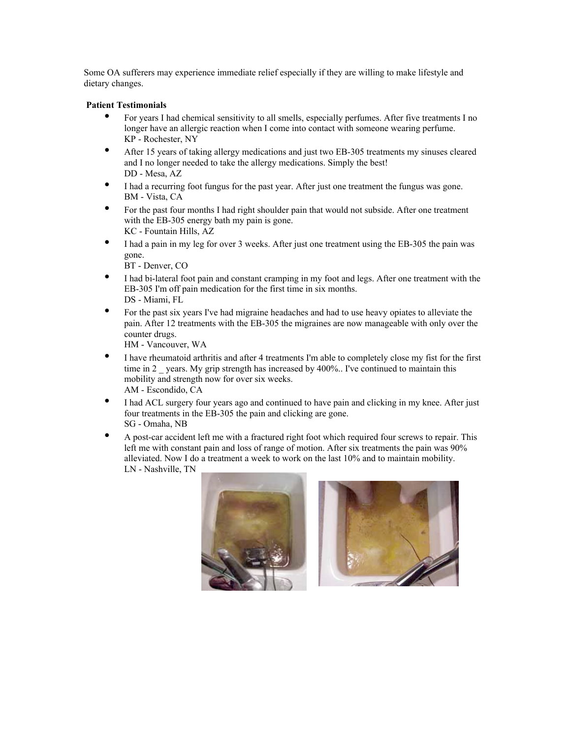Some OA sufferers may experience immediate relief especially if they are willing to make lifestyle and dietary changes.

**Patient Testimonials**

- For years I had chemical sensitivity to all smells, especially perfumes. After five treatments I no longer have an allergic reaction when I come into contact with someone wearing perfume.
  KP - Rochester, NY
- After 15 years of taking allergy medications and just two EB-305 treatments my sinuses cleared and I no longer needed to take the allergy medications. Simply the best!
  DD - Mesa, AZ
- I had a recurring foot fungus for the past year. After just one treatment the fungus was gone.
  BM - Vista, CA
- For the past four months I had right shoulder pain that would not subside. After one treatment with the EB-305 energy bath my pain is gone.
  KC - Fountain Hills, AZ
- I had a pain in my leg for over 3 weeks. After just one treatment using the EB-305 the pain was gone.
  BT - Denver, CO
- I had bi-lateral foot pain and constant cramping in my foot and legs. After one treatment with the EB-305 I'm off pain medication for the first time in six months.
  DS - Miami, FL
- For the past six years I've had migraine headaches and had to use heavy opiates to alleviate the pain. After 12 treatments with the EB-305 the migraines are now manageable with only over the counter drugs.
  HM - Vancouver, WA
- I have rheumatoid arthritis and after 4 treatments I'm able to completely close my fist for the first time in 2 _ years. My grip strength has increased by 400%.. I've continued to maintain this mobility and strength now for over six weeks.
  AM - Escondido, CA
- I had ACL surgery four years ago and continued to have pain and clicking in my knee. After just four treatments in the EB-305 the pain and clicking are gone.
  SG - Omaha, NB
- A post-car accident left me with a fractured right foot which required four screws to repair. This left me with constant pain and loss of range of motion. After six treatments the pain was 90% alleviated. Now I do a treatment a week to work on the last 10% and to maintain mobility.
  LN - Nashville, TN